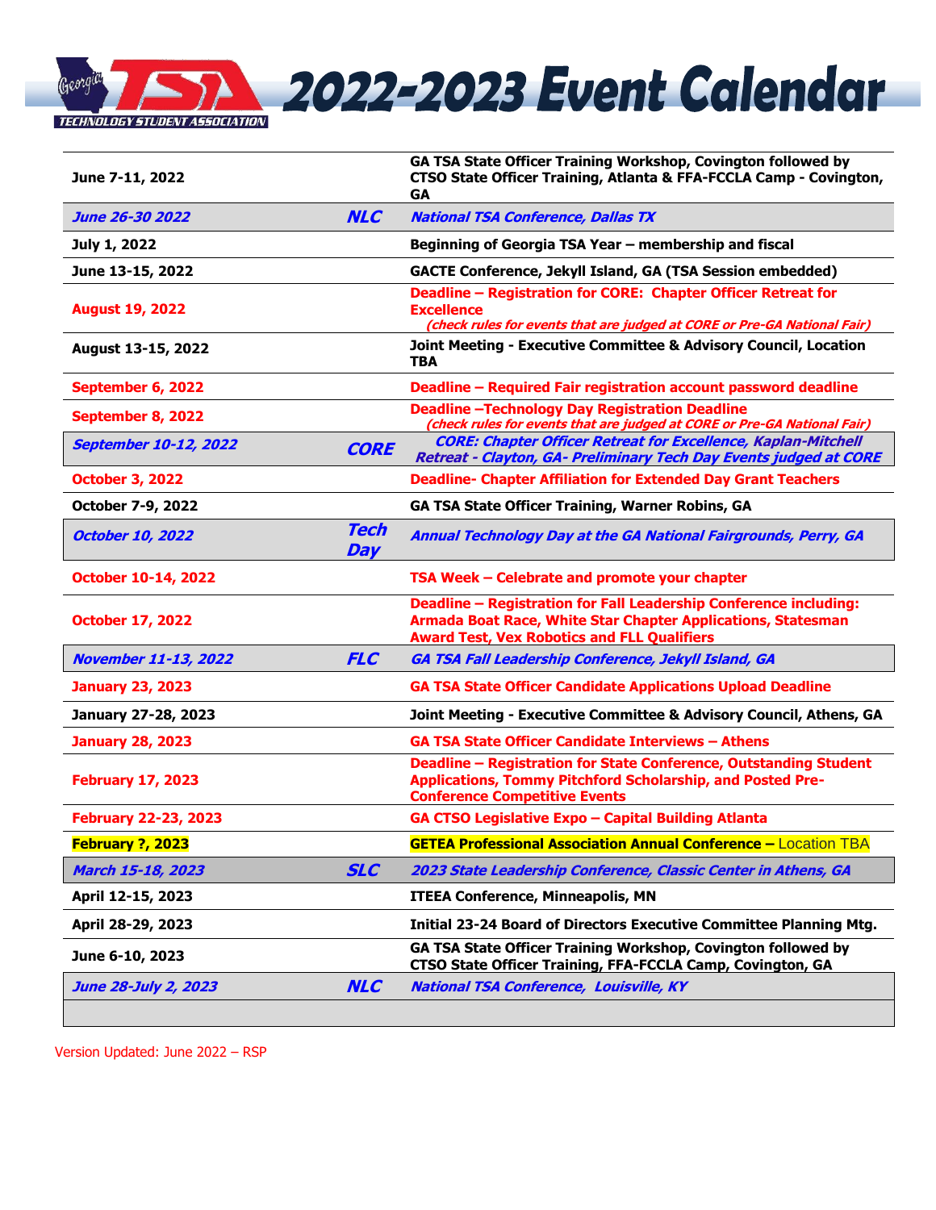# 2022-2023 Event Calendar

Georgia TSA – Technology Student Association

| Date | Event Type | Event |
|---|---|---|
| June 7-11, 2022 | | GA TSA State Officer Training Workshop, Covington followed by CTSO State Officer Training, Atlanta & FFA-FCCLA Camp - Covington, GA |
| *June 26-30 2022* | *NLC* | *National TSA Conference, Dallas TX* |
| July 1, 2022 | | Beginning of Georgia TSA Year – membership and fiscal |
| June 13-15, 2022 | | GACTE Conference, Jekyll Island, GA (TSA Session embedded) |
| August 19, 2022 | | Deadline – Registration for CORE: Chapter Officer Retreat for Excellence *(check rules for events that are judged at CORE or Pre-GA National Fair)* |
| August 13-15, 2022 | | Joint Meeting - Executive Committee & Advisory Council, Location TBA |
| September 6, 2022 | | Deadline – Required Fair registration account password deadline |
| September 8, 2022 | | Deadline –Technology Day Registration Deadline *(check rules for events that are judged at CORE or Pre-GA National Fair)* |
| *September 10-12, 2022* | *CORE* | *CORE: Chapter Officer Retreat for Excellence, Kaplan-Mitchell Retreat - Clayton, GA- Preliminary Tech Day Events judged at CORE* |
| October 3, 2022 | | Deadline- Chapter Affiliation for Extended Day Grant Teachers |
| October 7-9, 2022 | | GA TSA State Officer Training, Warner Robins, GA |
| *October 10, 2022* | *Tech Day* | *Annual Technology Day at the GA National Fairgrounds, Perry, GA* |
| October 10-14, 2022 | | TSA Week – Celebrate and promote your chapter |
| October 17, 2022 | | Deadline – Registration for Fall Leadership Conference including: Armada Boat Race, White Star Chapter Applications, Statesman Award Test, Vex Robotics and FLL Qualifiers |
| *November 11-13, 2022* | *FLC* | *GA TSA Fall Leadership Conference, Jekyll Island, GA* |
| January 23, 2023 | | GA TSA State Officer Candidate Applications Upload Deadline |
| January 27-28, 2023 | | Joint Meeting - Executive Committee & Advisory Council, Athens, GA |
| January 28, 2023 | | GA TSA State Officer Candidate Interviews – Athens |
| February 17, 2023 | | Deadline – Registration for State Conference, Outstanding Student Applications, Tommy Pitchford Scholarship, and Posted Pre-Conference Competitive Events |
| February 22-23, 2023 | | GA CTSO Legislative Expo – Capital Building Atlanta |
| February ?, 2023 | | GETEA Professional Association Annual Conference – Location TBA |
| *March 15-18, 2023* | *SLC* | *2023 State Leadership Conference, Classic Center in Athens, GA* |
| April 12-15, 2023 | | ITEEA Conference, Minneapolis, MN |
| April 28-29, 2023 | | Initial 23-24 Board of Directors Executive Committee Planning Mtg. |
| June 6-10, 2023 | | GA TSA State Officer Training Workshop, Covington followed by CTSO State Officer Training, FFA-FCCLA Camp, Covington, GA |
| *June 28-July 2, 2023* | *NLC* | *National TSA Conference, Louisville, KY* |
| | | |

Version Updated: June 2022 – RSP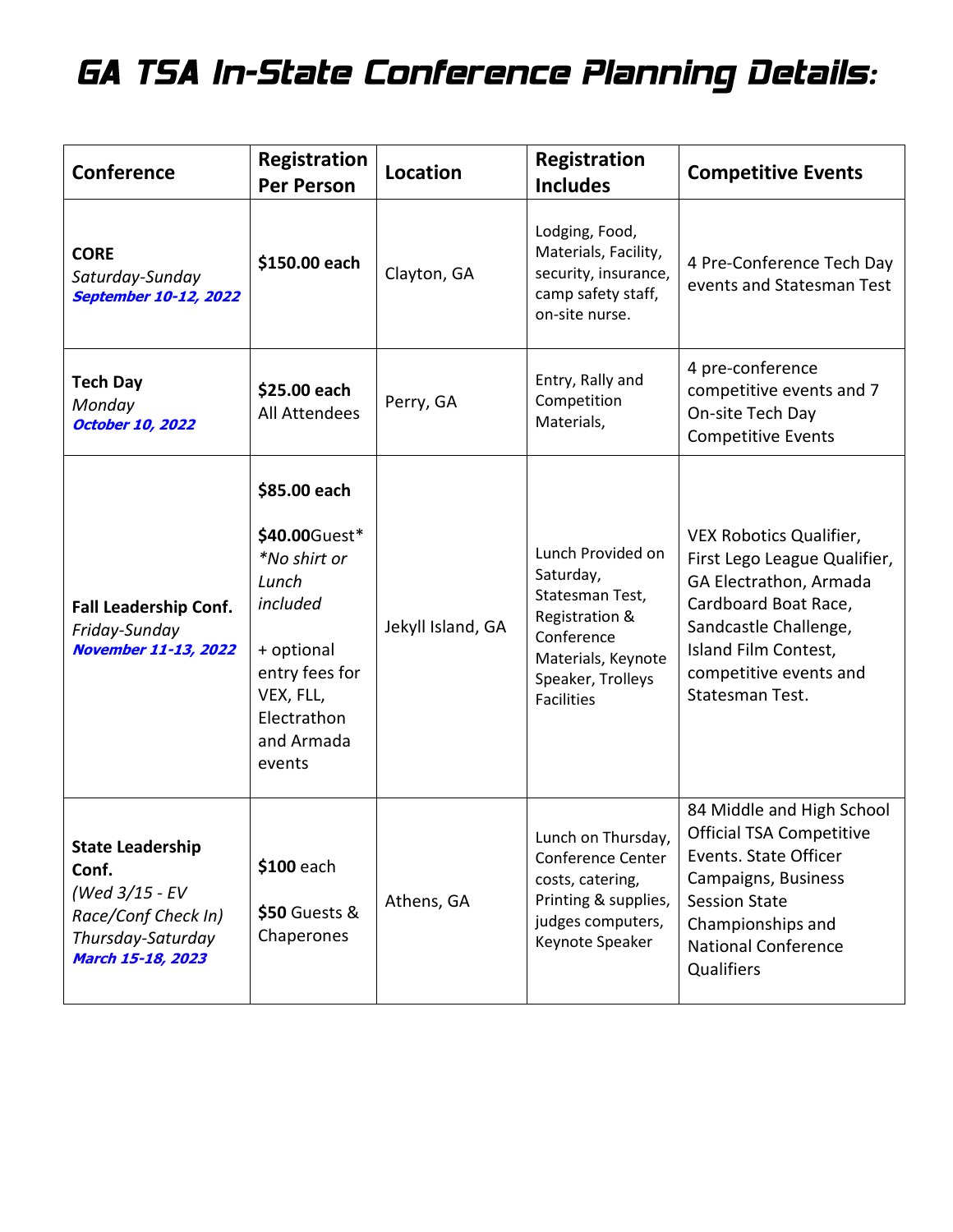# GA TSA In-State Conference Planning Details:

| Conference | Registration Per Person | Location | Registration Includes | Competitive Events |
|---|---|---|---|---|
| **CORE** *Saturday-Sunday* ***September 10-12, 2022*** | **$150.00 each** | Clayton, GA | Lodging, Food, Materials, Facility, security, insurance, camp safety staff, on-site nurse. | 4 Pre-Conference Tech Day events and Statesman Test |
| **Tech Day** *Monday* ***October 10, 2022*** | **$25.00 each** All Attendees | Perry, GA | Entry, Rally and Competition Materials, | 4 pre-conference competitive events and 7 On-site Tech Day Competitive Events |
| **Fall Leadership Conf.** *Friday-Sunday* ***November 11-13, 2022*** | **$85.00 each** **$40.00**Guest* *\*No shirt or Lunch included* + optional entry fees for VEX, FLL, Electrathon and Armada events | Jekyll Island, GA | Lunch Provided on Saturday, Statesman Test, Registration & Conference Materials, Keynote Speaker, Trolleys Facilities | VEX Robotics Qualifier, First Lego League Qualifier, GA Electrathon, Armada Cardboard Boat Race, Sandcastle Challenge, Island Film Contest, competitive events and Statesman Test. |
| **State Leadership Conf.** *(Wed 3/15 - EV Race/Conf Check In)* *Thursday-Saturday* ***March 15-18, 2023*** | **$100** each **$50** Guests & Chaperones | Athens, GA | Lunch on Thursday, Conference Center costs, catering, Printing & supplies, judges computers, Keynote Speaker | 84 Middle and High School Official TSA Competitive Events. State Officer Campaigns, Business Session State Championships and National Conference Qualifiers |